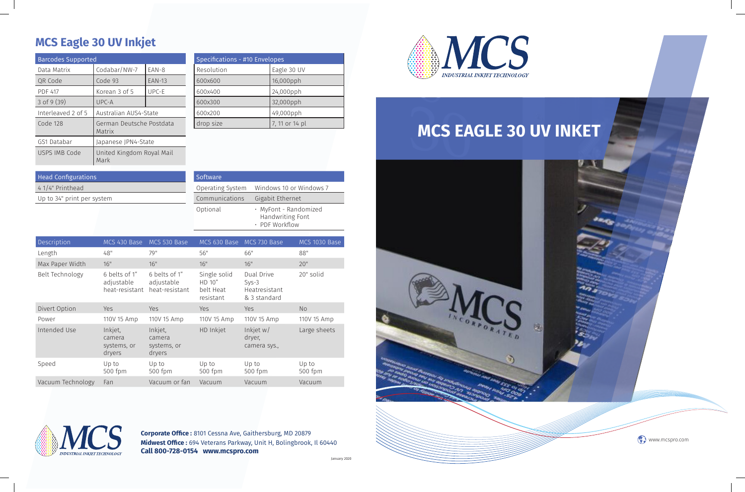# MCS Eagle 30 UV Inkjet

| Barcodes Supported | | |
|---|---|---|
| Data Matrix | Codabar/NW-7 | EAN-8 |
| QR Code | Code 93 | EAN-13 |
| PDF 417 | Korean 3 of 5 | UPC-E |
| 3 of 9 (39) | UPC-A | |
| Interleaved 2 of 5 | Australian AUS4-State | |
| Code 128 | German Deutsche Postdata Matrix | |
| GS1 Databar | Japanese JPN4-State | |
| USPS IMB Code | United Kingdom Royal Mail Mark | |

| Specifications - #10 Envelopes | |
|---|---|
| Resolution | Eagle 30 UV |
| 600x600 | 16,000pph |
| 600x400 | 24,000pph |
| 600x300 | 32,000pph |
| 600x200 | 49,000pph |
| drop size | 7, 11 or 14 pl |

| Head Configurations |
|---|
| 4 1/4" Printhead |
| Up to 34" print per system |

| Software | |
|---|---|
| Operating System | Windows 10 or Windows 7 |
| Communications | Gigabit Ethernet |
| Optional | · MyFont - Randomized Handwriting Font<br>· PDF Workflow |

| Description | MCS 430 Base | MCS 530 Base | MCS 630 Base | MCS 730 Base | MCS 1030 Base |
|---|---|---|---|---|---|
| Length | 48" | 79" | 56" | 66" | 88" |
| Max Paper Width | 16" | 16" | 16" | 16" | 20" |
| Belt Technology | 6 belts of 1" adjustable heat-resistant | 6 belts of 1" adjustable heat-resistant | Single solid HD 10" belt Heat resistant | Dual Drive Sys-3 Heatresistant & 3 standard | 20" solid |
| Divert Option | Yes | Yes | Yes | Yes | No |
| Power | 110V 15 Amp | 110V 15 Amp | 110V 15 Amp | 110V 15 Amp | 110V 15 Amp |
| Intended Use | Inkjet, camera systems, or dryers | Inkjet, camera systems, or dryers | HD Inkjet | Inkjet w/ dryer, camera sys., | Large sheets |
| Speed | Up to 500 fpm | Up to 500 fpm | Up to 500 fpm | Up to 500 fpm | Up to 500 fpm |
| Vacuum Technology | Fan | Vacuum or fan | Vacuum | Vacuum | Vacuum |

MCS INDUSTRIAL INKJET TECHNOLOGY

**Corporate Office :** 8101 Cessna Ave, Gaithersburg, MD 20879
**Midwest Office :** 694 Veterans Parkway, Unit H, Bolingbrook, Il 60440
**Call 800-728-0154 www.mcspro.com**

January 2020

MCS INDUSTRIAL INKJET TECHNOLOGY

# MCS EAGLE 30 UV INKET

www.mcspro.com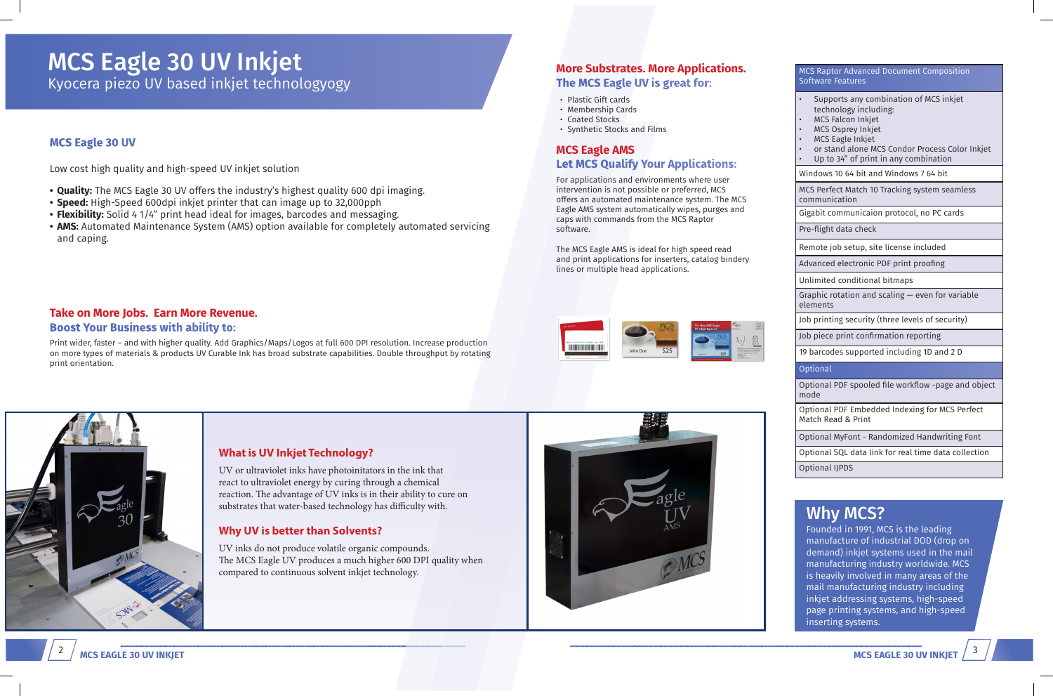# MCS Eagle 30 UV Inkjet

Kyocera piezo UV based inkjet technologyogy

## MCS Eagle 30 UV

Low cost high quality and high-speed UV inkjet solution

- **Quality:** The MCS Eagle 30 UV offers the industry's highest quality 600 dpi imaging.
- **Speed:** High-Speed 600dpi inkjet printer that can image up to 32,000pph
- **Flexibility:** Solid 4 1/4" print head ideal for images, barcodes and messaging.
- **AMS:** Automated Maintenance System (AMS) option available for completely automated servicing and caping.

## Take on More Jobs. Earn More Revenue.

### Boost Your Business with ability to:

Print wider, faster – and with higher quality. Add Graphics/Maps/Logos at full 600 DPI resolution. Increase production on more types of materials & products UV Curable Ink has broad substrate capabilities. Double throughput by rotating print orientation.

### What is UV Inkjet Technology?

UV or ultraviolet inks have photoinitators in the ink that react to ultraviolet energy by curing through a chemical reaction. The advantage of UV inks is in their ability to cure on substrates that water-based technology has difficulty with.

### Why UV is better than Solvents?

UV inks do not produce volatile organic compounds.
The MCS Eagle UV produces a much higher 600 DPI quality when compared to continuous solvent inkjet technology.

## More Substrates. More Applications.

### The MCS Eagle UV is great for:

- Plastic Gift cards
- Membership Cards
- Coated Stocks
- Synthetic Stocks and Films

## MCS Eagle AMS

### Let MCS Qualify Your Applications:

For applications and environments where user intervention is not possible or preferred, MCS offers an automated maintenance system. The MCS Eagle AMS system automatically wipes, purges and caps with commands from the MCS Raptor software.

The MCS Eagle AMS is ideal for high speed read and print applications for inserters, catalog bindery lines or multiple head applications.

| MCS Raptor Advanced Document Composition Software Features |
|---|
| • Supports any combination of MCS inkjet technology including: • MCS Falcon Inkjet • MCS Osprey Inkjet • MCS Eagle Inkjet • or stand alone MCS Condor Process Color Inkjet • Up to 34" of print in any combination |
| Windows 10 64 bit and Windows 7 64 bit |
| MCS Perfect Match 10 Tracking system seamless communication |
| Gigabit communicaion protocol, no PC cards |
| Pre-flight data check |
| Remote job setup, site license included |
| Advanced electronic PDF print proofing |
| Unlimited conditional bitmaps |
| Graphic rotation and scaling — even for variable elements |
| Job printing security (three levels of security) |
| Job piece print confirmation reporting |
| 19 barcodes supported including 1D and 2 D |
| **Optional** |
| Optional PDF spooled file workflow -page and object mode |
| Optional PDF Embedded Indexing for MCS Perfect Match Read & Print |
| Optional MyFont - Randomized Handwriting Font |
| Optional SQL data link for real time data collection |
| Optional IJPDS |

## Why MCS?

Founded in 1991, MCS is the leading manufacture of industrial DOD (drop on demand) inkjet systems used in the mail manufacturing industry worldwide. MCS is heavily involved in many areas of the mail manufacturing industry including inkjet addressing systems, high-speed page printing systems, and high-speed inserting systems.